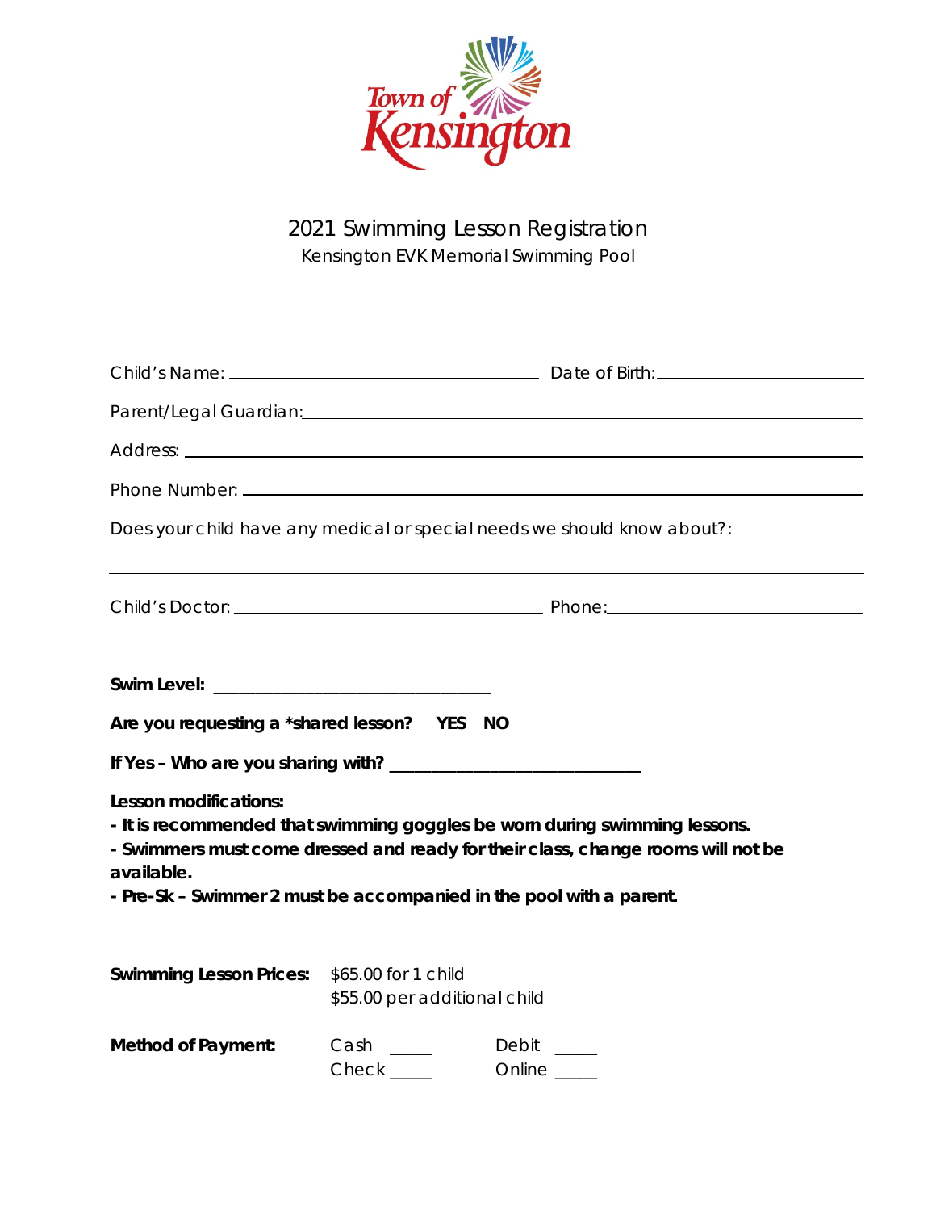Town of Kensington

# 2021 Swimming Lesson Registration

Kensington EVK Memorial Swimming Pool

Child's Name: ______________________ Date of Birth: ______________

Parent/Legal Guardian: ______________________________________________

Address: ___________________________________________________

Phone Number: ______________________________________________

Does your child have any medical or special needs we should know about?:

_____________________________________________________________

Child's Doctor: ______________________ Phone: ______________________

**Swim Level: ___________________________**

**Are you requesting a *shared lesson? YES NO**

**If Yes – Who are you sharing with? ________________________**

**Lesson modifications:**

**- It is recommended that swimming goggles be worn during swimming lessons.**

**- Swimmers must come dressed and ready for their class, change rooms will not be available.**

**- Pre-Sk – Swimmer 2 must be accompanied in the pool with a parent.**

**Swimming Lesson Prices:** $65.00 for 1 child
$55.00 per additional child

**Method of Payment:** Cash _____ Debit _____
Check _____ Online _____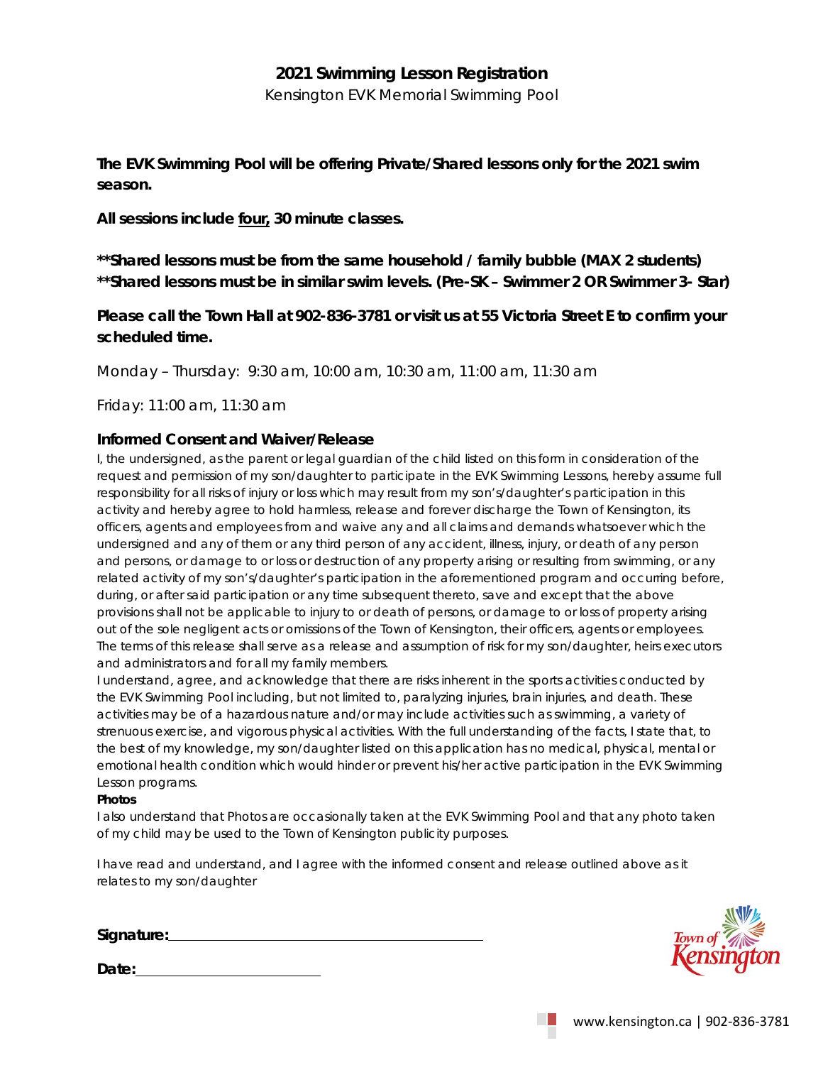# 2021 Swimming Lesson Registration

Kensington EVK Memorial Swimming Pool

**The EVK Swimming Pool will be offering Private/Shared lessons only for the 2021 swim season.**

**All sessions include four, 30 minute classes.**

**\*\*Shared lessons must be from the same household / family bubble (MAX 2 students)**
**\*\*Shared lessons must be in similar swim levels. (Pre-SK – Swimmer 2 OR Swimmer 3- Star)**

**Please call the Town Hall at 902-836-3781 or visit us at 55 Victoria Street E to confirm your scheduled time.**

Monday – Thursday: 9:30 am, 10:00 am, 10:30 am, 11:00 am, 11:30 am

Friday: 11:00 am, 11:30 am

## Informed Consent and Waiver/Release

I, the undersigned, as the parent or legal guardian of the child listed on this form in consideration of the request and permission of my son/daughter to participate in the EVK Swimming Lessons, hereby assume full responsibility for all risks of injury or loss which may result from my son's/daughter's participation in this activity and hereby agree to hold harmless, release and forever discharge the Town of Kensington, its officers, agents and employees from and waive any and all claims and demands whatsoever which the undersigned and any of them or any third person of any accident, illness, injury, or death of any person and persons, or damage to or loss or destruction of any property arising or resulting from swimming, or any related activity of my son's/daughter's participation in the aforementioned program and occurring before, during, or after said participation or any time subsequent thereto, save and except that the above provisions shall not be applicable to injury to or death of persons, or damage to or loss of property arising out of the sole negligent acts or omissions of the Town of Kensington, their officers, agents or employees. The terms of this release shall serve as a release and assumption of risk for my son/daughter, heirs executors and administrators and for all my family members.

I understand, agree, and acknowledge that there are risks inherent in the sports activities conducted by the EVK Swimming Pool including, but not limited to, paralyzing injuries, brain injuries, and death. These activities may be of a hazardous nature and/or may include activities such as swimming, a variety of strenuous exercise, and vigorous physical activities. With the full understanding of the facts, I state that, to the best of my knowledge, my son/daughter listed on this application has no medical, physical, mental or emotional health condition which would hinder or prevent his/her active participation in the EVK Swimming Lesson programs.

**Photos**

I also understand that Photos are occasionally taken at the EVK Swimming Pool and that any photo taken of my child may be used to the Town of Kensington publicity purposes.

I have read and understand, and I agree with the informed consent and release outlined above as it relates to my son/daughter

**Signature:** ______________________________

**Date:** ____________________

Town of Kensington

www.kensington.ca | 902-836-3781